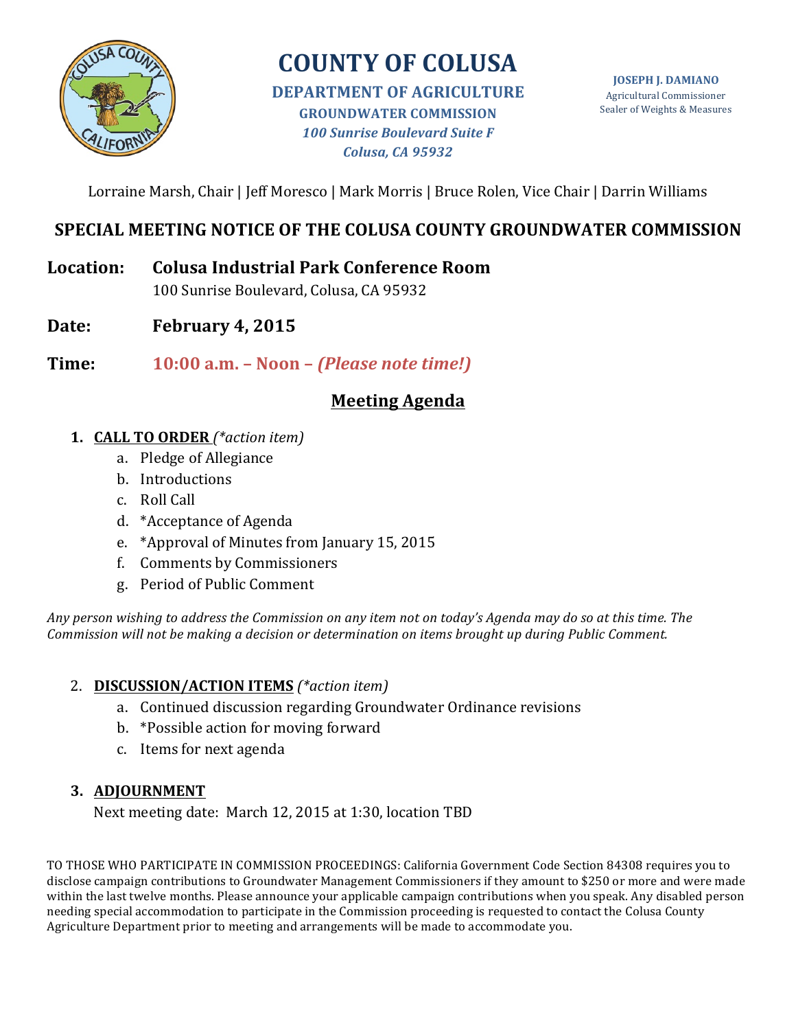# COUNTY OF COLUSA

**DEPARTMENT OF AGRICULTURE**
**GROUNDWATER COMMISSION**
***100 Sunrise Boulevard Suite F***
***Colusa, CA 95932***

**JOSEPH J. DAMIANO**
Agricultural Commissioner
Sealer of Weights & Measures

Lorraine Marsh, Chair | Jeff Moresco | Mark Morris | Bruce Rolen, Vice Chair | Darrin Williams

## SPECIAL MEETING NOTICE OF THE COLUSA COUNTY GROUNDWATER COMMISSION

**Location:** **Colusa Industrial Park Conference Room**
100 Sunrise Boulevard, Colusa, CA 95932

**Date:** **February 4, 2015**

**Time:** **10:00 a.m. – Noon – *(Please note time!)***

## Meeting Agenda

1. **CALL TO ORDER** *(\*action item)*
   a. Pledge of Allegiance
   b. Introductions
   c. Roll Call
   d. *Acceptance of Agenda
   e. *Approval of Minutes from January 15, 2015
   f. Comments by Commissioners
   g. Period of Public Comment

*Any person wishing to address the Commission on any item not on today's Agenda may do so at this time. The Commission will not be making a decision or determination on items brought up during Public Comment.*

2. **DISCUSSION/ACTION ITEMS** *(\*action item)*
   a. Continued discussion regarding Groundwater Ordinance revisions
   b. *Possible action for moving forward
   c. Items for next agenda

3. **ADJOURNMENT**
   Next meeting date: March 12, 2015 at 1:30, location TBD

TO THOSE WHO PARTICIPATE IN COMMISSION PROCEEDINGS: California Government Code Section 84308 requires you to disclose campaign contributions to Groundwater Management Commissioners if they amount to $250 or more and were made within the last twelve months. Please announce your applicable campaign contributions when you speak. Any disabled person needing special accommodation to participate in the Commission proceeding is requested to contact the Colusa County Agriculture Department prior to meeting and arrangements will be made to accommodate you.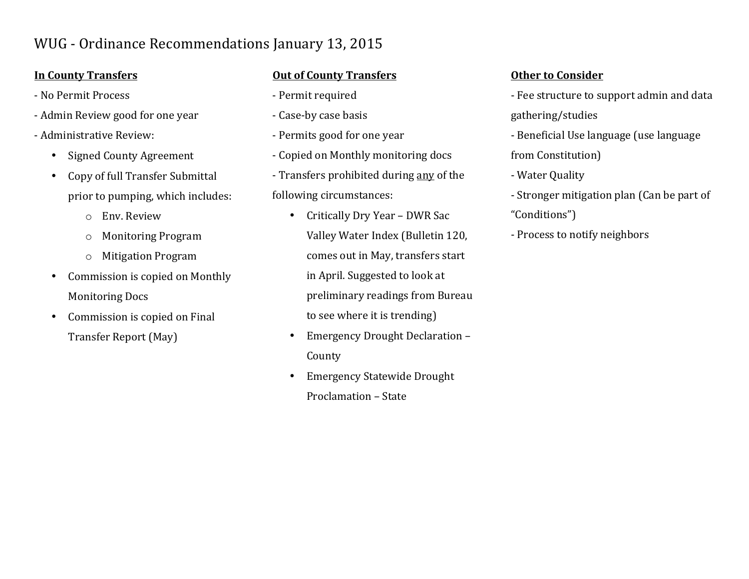# WUG - Ordinance Recommendations January 13, 2015

**<u>In County Transfers</u>**

- No Permit Process
- Admin Review good for one year
- Administrative Review:
  - Signed County Agreement
  - Copy of full Transfer Submittal prior to pumping, which includes:
    - Env. Review
    - Monitoring Program
    - Mitigation Program
  - Commission is copied on Monthly Monitoring Docs
  - Commission is copied on Final Transfer Report (May)

**<u>Out of County Transfers</u>**

- Permit required
- Case-by case basis
- Permits good for one year
- Copied on Monthly monitoring docs
- Transfers prohibited during <u>any</u> of the following circumstances:
  - Critically Dry Year – DWR Sac Valley Water Index (Bulletin 120, comes out in May, transfers start in April. Suggested to look at preliminary readings from Bureau to see where it is trending)
  - Emergency Drought Declaration – County
  - Emergency Statewide Drought Proclamation – State

**<u>Other to Consider</u>**

- Fee structure to support admin and data gathering/studies
- Beneficial Use language (use language from Constitution)
- Water Quality
- Stronger mitigation plan (Can be part of "Conditions")
- Process to notify neighbors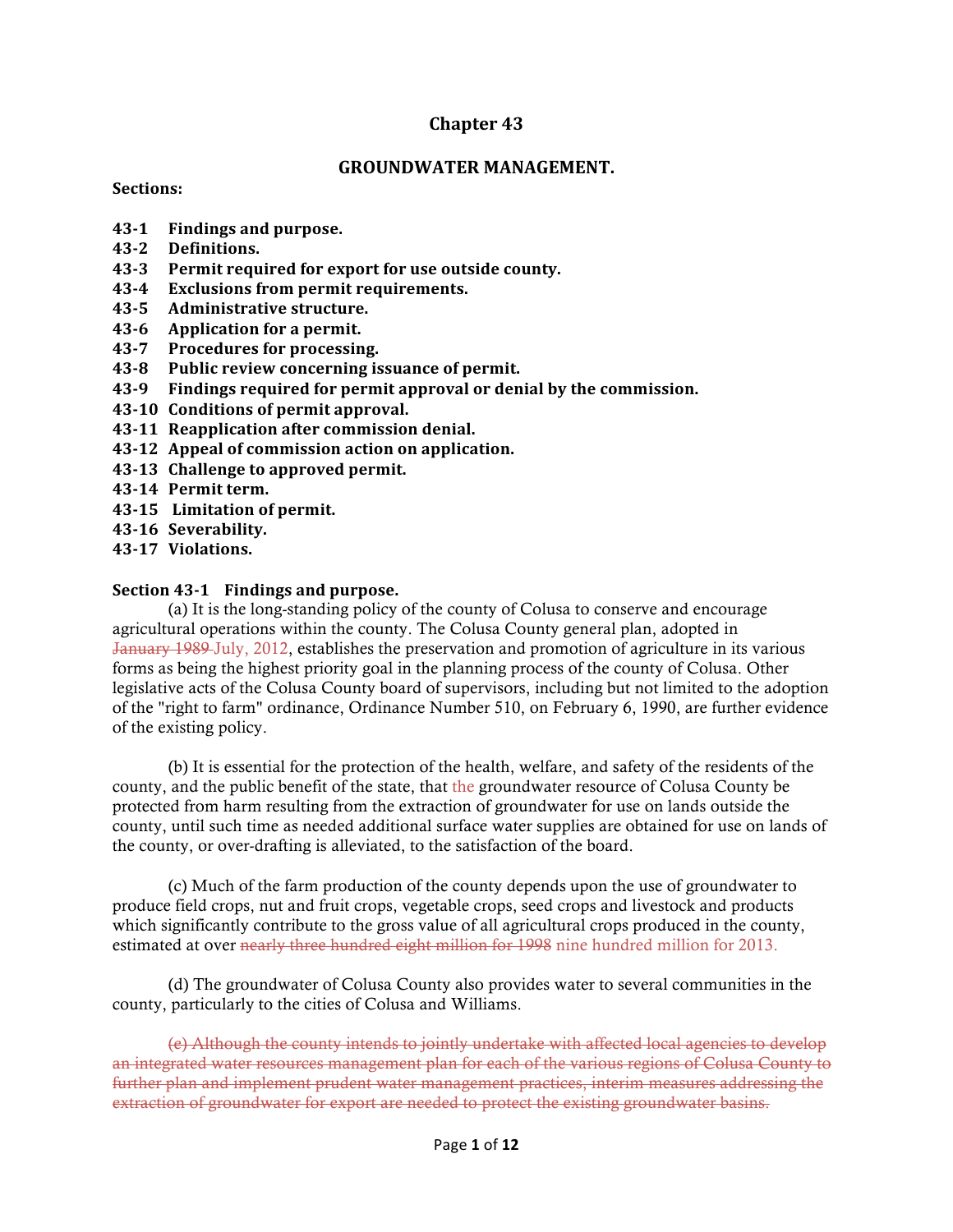# Chapter 43

## GROUNDWATER MANAGEMENT.

**Sections:**

**43-1 Findings and purpose.**
**43-2 Definitions.**
**43-3 Permit required for export for use outside county.**
**43-4 Exclusions from permit requirements.**
**43-5 Administrative structure.**
**43-6 Application for a permit.**
**43-7 Procedures for processing.**
**43-8 Public review concerning issuance of permit.**
**43-9 Findings required for permit approval or denial by the commission.**
**43-10 Conditions of permit approval.**
**43-11 Reapplication after commission denial.**
**43-12 Appeal of commission action on application.**
**43-13 Challenge to approved permit.**
**43-14 Permit term.**
**43-15 Limitation of permit.**
**43-16 Severability.**
**43-17 Violations.**

**Section 43-1 Findings and purpose.**

(a) It is the long-standing policy of the county of Colusa to conserve and encourage agricultural operations within the county. The Colusa County general plan, adopted in ~~January 1989~~ July, 2012, establishes the preservation and promotion of agriculture in its various forms as being the highest priority goal in the planning process of the county of Colusa. Other legislative acts of the Colusa County board of supervisors, including but not limited to the adoption of the "right to farm" ordinance, Ordinance Number 510, on February 6, 1990, are further evidence of the existing policy.

(b) It is essential for the protection of the health, welfare, and safety of the residents of the county, and the public benefit of the state, that the groundwater resource of Colusa County be protected from harm resulting from the extraction of groundwater for use on lands outside the county, until such time as needed additional surface water supplies are obtained for use on lands of the county, or over-drafting is alleviated, to the satisfaction of the board.

(c) Much of the farm production of the county depends upon the use of groundwater to produce field crops, nut and fruit crops, vegetable crops, seed crops and livestock and products which significantly contribute to the gross value of all agricultural crops produced in the county, estimated at over ~~nearly three hundred eight million for 1998~~ nine hundred million for 2013.

(d) The groundwater of Colusa County also provides water to several communities in the county, particularly to the cities of Colusa and Williams.

~~(e) Although the county intends to jointly undertake with affected local agencies to develop an integrated water resources management plan for each of the various regions of Colusa County to further plan and implement prudent water management practices, interim measures addressing the extraction of groundwater for export are needed to protect the existing groundwater basins.~~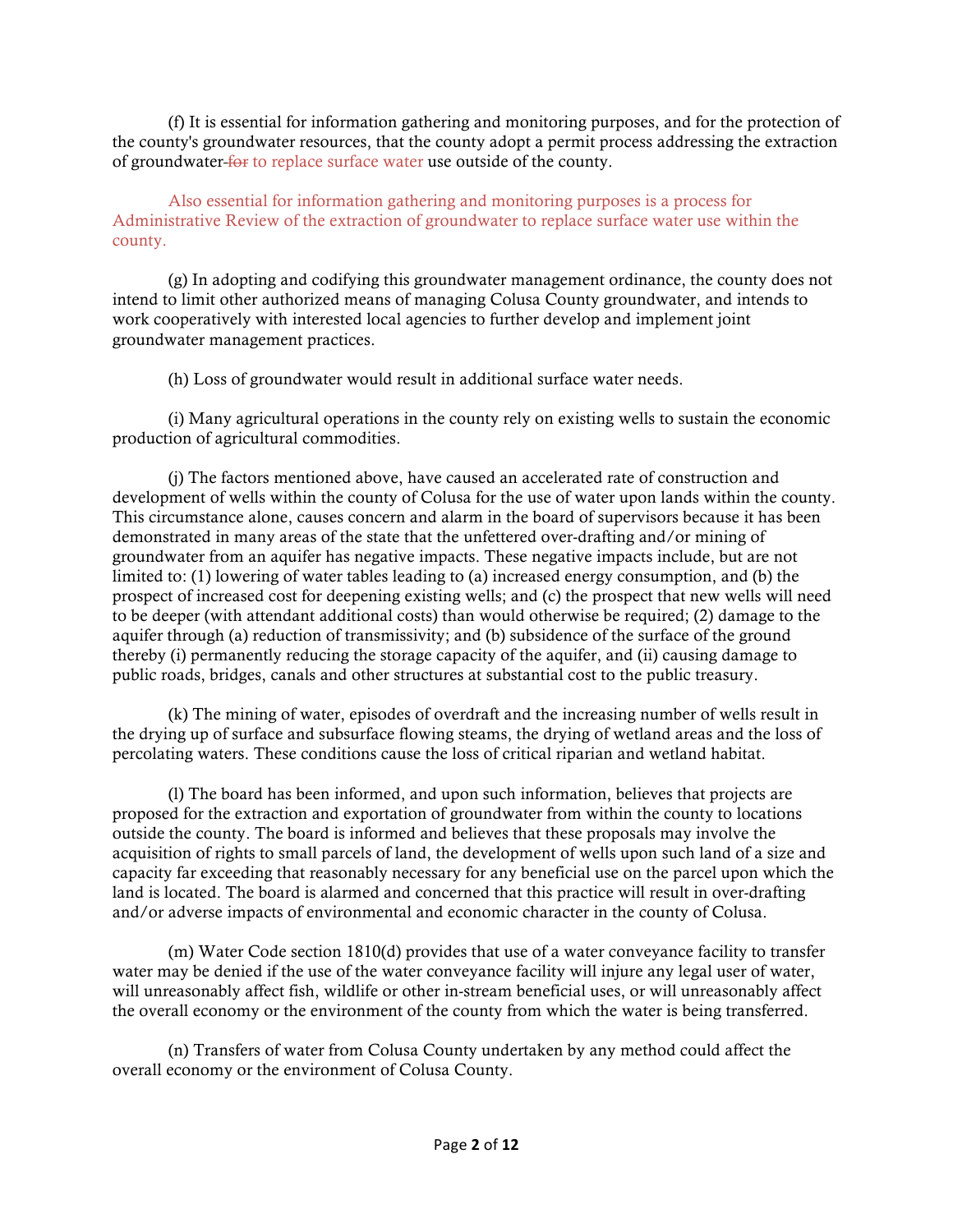(f) It is essential for information gathering and monitoring purposes, and for the protection of the county's groundwater resources, that the county adopt a permit process addressing the extraction of groundwater ~~for~~ to replace surface water use outside of the county.

Also essential for information gathering and monitoring purposes is a process for Administrative Review of the extraction of groundwater to replace surface water use within the county.

(g) In adopting and codifying this groundwater management ordinance, the county does not intend to limit other authorized means of managing Colusa County groundwater, and intends to work cooperatively with interested local agencies to further develop and implement joint groundwater management practices.

(h) Loss of groundwater would result in additional surface water needs.

(i) Many agricultural operations in the county rely on existing wells to sustain the economic production of agricultural commodities.

(j) The factors mentioned above, have caused an accelerated rate of construction and development of wells within the county of Colusa for the use of water upon lands within the county. This circumstance alone, causes concern and alarm in the board of supervisors because it has been demonstrated in many areas of the state that the unfettered over-drafting and/or mining of groundwater from an aquifer has negative impacts. These negative impacts include, but are not limited to: (1) lowering of water tables leading to (a) increased energy consumption, and (b) the prospect of increased cost for deepening existing wells; and (c) the prospect that new wells will need to be deeper (with attendant additional costs) than would otherwise be required; (2) damage to the aquifer through (a) reduction of transmissivity; and (b) subsidence of the surface of the ground thereby (i) permanently reducing the storage capacity of the aquifer, and (ii) causing damage to public roads, bridges, canals and other structures at substantial cost to the public treasury.

(k) The mining of water, episodes of overdraft and the increasing number of wells result in the drying up of surface and subsurface flowing steams, the drying of wetland areas and the loss of percolating waters. These conditions cause the loss of critical riparian and wetland habitat.

(l) The board has been informed, and upon such information, believes that projects are proposed for the extraction and exportation of groundwater from within the county to locations outside the county. The board is informed and believes that these proposals may involve the acquisition of rights to small parcels of land, the development of wells upon such land of a size and capacity far exceeding that reasonably necessary for any beneficial use on the parcel upon which the land is located. The board is alarmed and concerned that this practice will result in over-drafting and/or adverse impacts of environmental and economic character in the county of Colusa.

(m) Water Code section 1810(d) provides that use of a water conveyance facility to transfer water may be denied if the use of the water conveyance facility will injure any legal user of water, will unreasonably affect fish, wildlife or other in-stream beneficial uses, or will unreasonably affect the overall economy or the environment of the county from which the water is being transferred.

(n) Transfers of water from Colusa County undertaken by any method could affect the overall economy or the environment of Colusa County.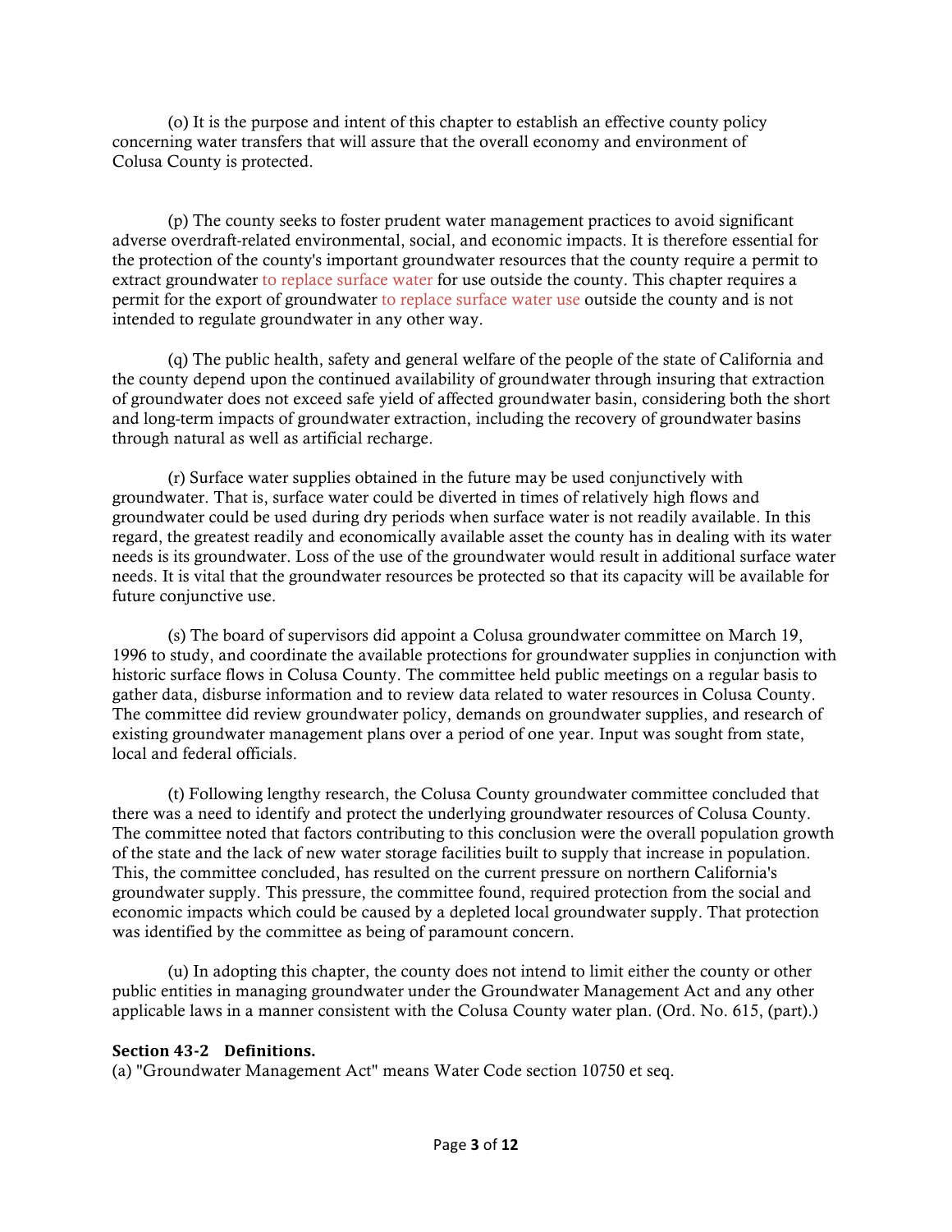(o) It is the purpose and intent of this chapter to establish an effective county policy concerning water transfers that will assure that the overall economy and environment of Colusa County is protected.

(p) The county seeks to foster prudent water management practices to avoid significant adverse overdraft-related environmental, social, and economic impacts. It is therefore essential for the protection of the county's important groundwater resources that the county require a permit to extract groundwater to replace surface water for use outside the county. This chapter requires a permit for the export of groundwater to replace surface water use outside the county and is not intended to regulate groundwater in any other way.

(q) The public health, safety and general welfare of the people of the state of California and the county depend upon the continued availability of groundwater through insuring that extraction of groundwater does not exceed safe yield of affected groundwater basin, considering both the short and long-term impacts of groundwater extraction, including the recovery of groundwater basins through natural as well as artificial recharge.

(r) Surface water supplies obtained in the future may be used conjunctively with groundwater. That is, surface water could be diverted in times of relatively high flows and groundwater could be used during dry periods when surface water is not readily available. In this regard, the greatest readily and economically available asset the county has in dealing with its water needs is its groundwater. Loss of the use of the groundwater would result in additional surface water needs. It is vital that the groundwater resources be protected so that its capacity will be available for future conjunctive use.

(s) The board of supervisors did appoint a Colusa groundwater committee on March 19, 1996 to study, and coordinate the available protections for groundwater supplies in conjunction with historic surface flows in Colusa County. The committee held public meetings on a regular basis to gather data, disburse information and to review data related to water resources in Colusa County. The committee did review groundwater policy, demands on groundwater supplies, and research of existing groundwater management plans over a period of one year. Input was sought from state, local and federal officials.

(t) Following lengthy research, the Colusa County groundwater committee concluded that there was a need to identify and protect the underlying groundwater resources of Colusa County. The committee noted that factors contributing to this conclusion were the overall population growth of the state and the lack of new water storage facilities built to supply that increase in population. This, the committee concluded, has resulted on the current pressure on northern California's groundwater supply. This pressure, the committee found, required protection from the social and economic impacts which could be caused by a depleted local groundwater supply. That protection was identified by the committee as being of paramount concern.

(u) In adopting this chapter, the county does not intend to limit either the county or other public entities in managing groundwater under the Groundwater Management Act and any other applicable laws in a manner consistent with the Colusa County water plan. (Ord. No. 615, (part).)

**Section 43-2 Definitions.**

(a) "Groundwater Management Act" means Water Code section 10750 et seq.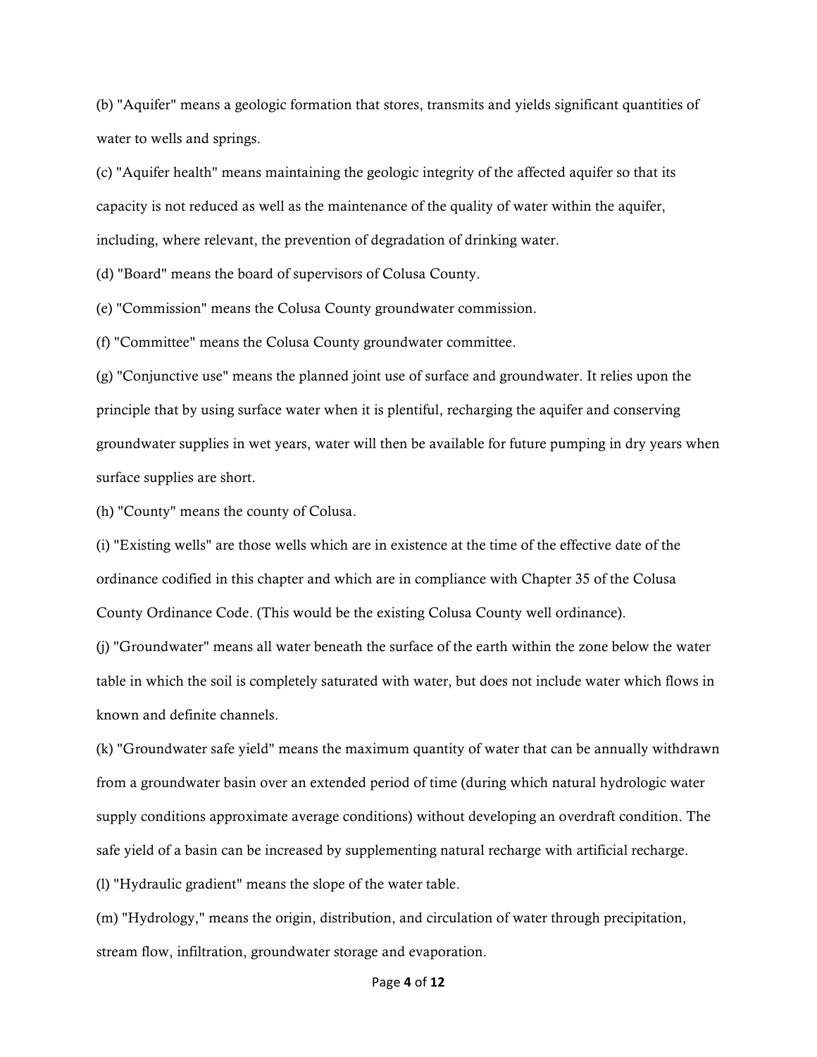(b) "Aquifer" means a geologic formation that stores, transmits and yields significant quantities of water to wells and springs.

(c) "Aquifer health" means maintaining the geologic integrity of the affected aquifer so that its capacity is not reduced as well as the maintenance of the quality of water within the aquifer, including, where relevant, the prevention of degradation of drinking water.

(d) "Board" means the board of supervisors of Colusa County.

(e) "Commission" means the Colusa County groundwater commission.

(f) "Committee" means the Colusa County groundwater committee.

(g) "Conjunctive use" means the planned joint use of surface and groundwater. It relies upon the principle that by using surface water when it is plentiful, recharging the aquifer and conserving groundwater supplies in wet years, water will then be available for future pumping in dry years when surface supplies are short.

(h) "County" means the county of Colusa.

(i) "Existing wells" are those wells which are in existence at the time of the effective date of the ordinance codified in this chapter and which are in compliance with Chapter 35 of the Colusa County Ordinance Code. (This would be the existing Colusa County well ordinance).

(j) "Groundwater" means all water beneath the surface of the earth within the zone below the water table in which the soil is completely saturated with water, but does not include water which flows in known and definite channels.

(k) "Groundwater safe yield" means the maximum quantity of water that can be annually withdrawn from a groundwater basin over an extended period of time (during which natural hydrologic water supply conditions approximate average conditions) without developing an overdraft condition. The safe yield of a basin can be increased by supplementing natural recharge with artificial recharge.

(l) "Hydraulic gradient" means the slope of the water table.

(m) "Hydrology," means the origin, distribution, and circulation of water through precipitation, stream flow, infiltration, groundwater storage and evaporation.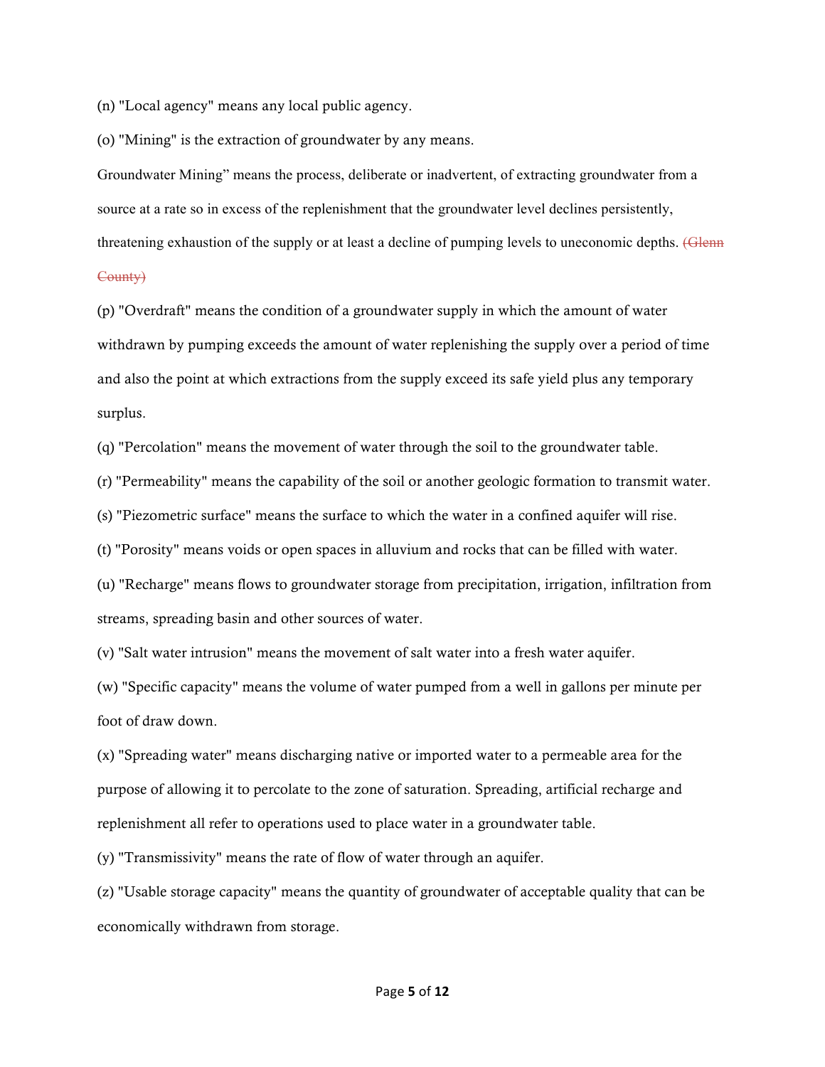(n) "Local agency" means any local public agency.

(o) "Mining" is the extraction of groundwater by any means.

Groundwater Mining” means the process, deliberate or inadvertent, of extracting groundwater from a source at a rate so in excess of the replenishment that the groundwater level declines persistently, threatening exhaustion of the supply or at least a decline of pumping levels to uneconomic depths. ~~(Glenn County)~~

(p) "Overdraft" means the condition of a groundwater supply in which the amount of water withdrawn by pumping exceeds the amount of water replenishing the supply over a period of time and also the point at which extractions from the supply exceed its safe yield plus any temporary surplus.

(q) "Percolation" means the movement of water through the soil to the groundwater table.

(r) "Permeability" means the capability of the soil or another geologic formation to transmit water.

(s) "Piezometric surface" means the surface to which the water in a confined aquifer will rise.

(t) "Porosity" means voids or open spaces in alluvium and rocks that can be filled with water.

(u) "Recharge" means flows to groundwater storage from precipitation, irrigation, infiltration from streams, spreading basin and other sources of water.

(v) "Salt water intrusion" means the movement of salt water into a fresh water aquifer.

(w) "Specific capacity" means the volume of water pumped from a well in gallons per minute per foot of draw down.

(x) "Spreading water" means discharging native or imported water to a permeable area for the purpose of allowing it to percolate to the zone of saturation. Spreading, artificial recharge and replenishment all refer to operations used to place water in a groundwater table.

(y) "Transmissivity" means the rate of flow of water through an aquifer.

(z) "Usable storage capacity" means the quantity of groundwater of acceptable quality that can be economically withdrawn from storage.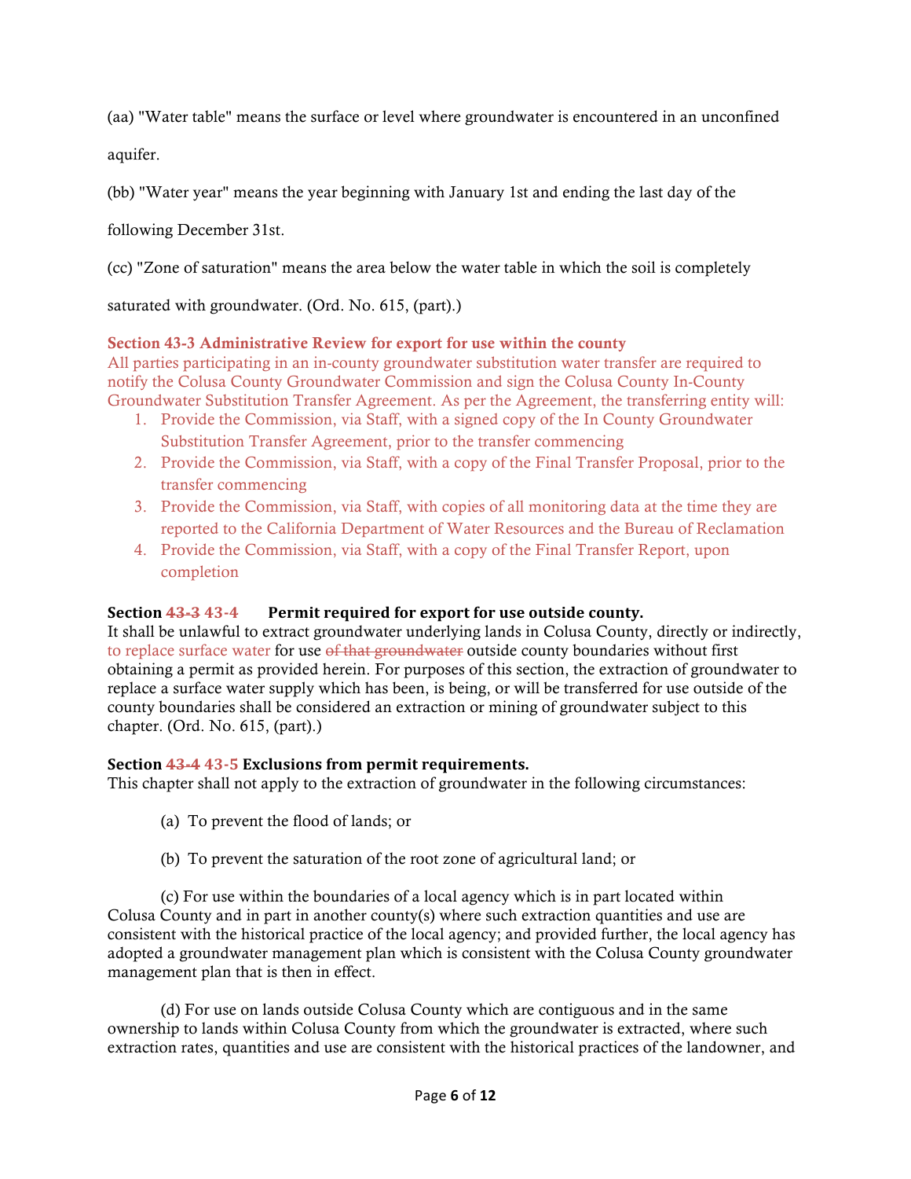(aa) "Water table" means the surface or level where groundwater is encountered in an unconfined aquifer.

(bb) "Water year" means the year beginning with January 1st and ending the last day of the following December 31st.

(cc) "Zone of saturation" means the area below the water table in which the soil is completely saturated with groundwater. (Ord. No. 615, (part).)

**Section 43-3 Administrative Review for export for use within the county**

All parties participating in an in-county groundwater substitution water transfer are required to notify the Colusa County Groundwater Commission and sign the Colusa County In-County Groundwater Substitution Transfer Agreement. As per the Agreement, the transferring entity will:

1. Provide the Commission, via Staff, with a signed copy of the In County Groundwater Substitution Transfer Agreement, prior to the transfer commencing
2. Provide the Commission, via Staff, with a copy of the Final Transfer Proposal, prior to the transfer commencing
3. Provide the Commission, via Staff, with copies of all monitoring data at the time they are reported to the California Department of Water Resources and the Bureau of Reclamation
4. Provide the Commission, via Staff, with a copy of the Final Transfer Report, upon completion

**Section ~~43-3~~ 43-4 Permit required for export for use outside county.**

It shall be unlawful to extract groundwater underlying lands in Colusa County, directly or indirectly, to replace surface water for use ~~of that groundwater~~ outside county boundaries without first obtaining a permit as provided herein. For purposes of this section, the extraction of groundwater to replace a surface water supply which has been, is being, or will be transferred for use outside of the county boundaries shall be considered an extraction or mining of groundwater subject to this chapter. (Ord. No. 615, (part).)

**Section ~~43-4~~ 43-5 Exclusions from permit requirements.**

This chapter shall not apply to the extraction of groundwater in the following circumstances:

(a) To prevent the flood of lands; or

(b) To prevent the saturation of the root zone of agricultural land; or

(c) For use within the boundaries of a local agency which is in part located within Colusa County and in part in another county(s) where such extraction quantities and use are consistent with the historical practice of the local agency; and provided further, the local agency has adopted a groundwater management plan which is consistent with the Colusa County groundwater management plan that is then in effect.

(d) For use on lands outside Colusa County which are contiguous and in the same ownership to lands within Colusa County from which the groundwater is extracted, where such extraction rates, quantities and use are consistent with the historical practices of the landowner, and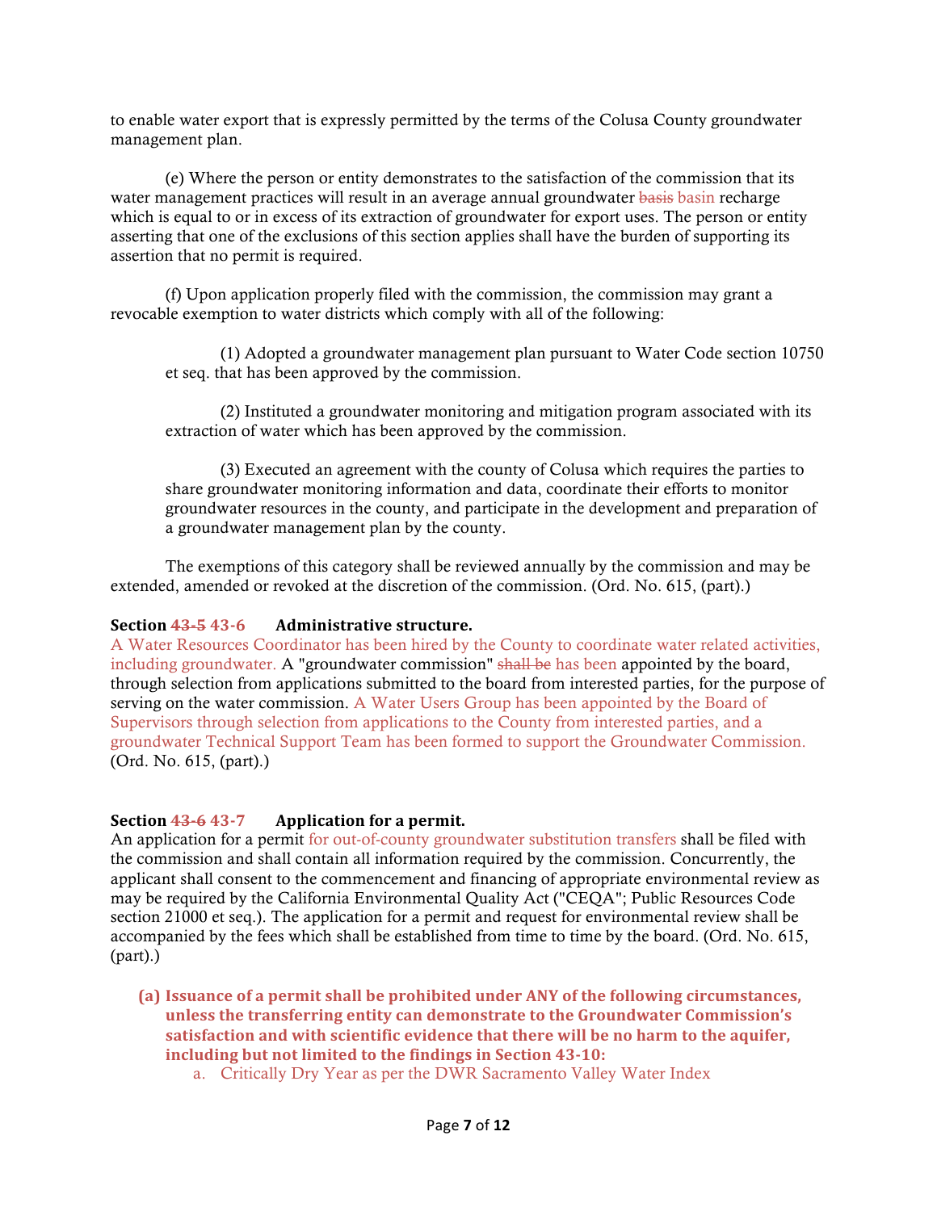to enable water export that is expressly permitted by the terms of the Colusa County groundwater management plan.

(e) Where the person or entity demonstrates to the satisfaction of the commission that its water management practices will result in an average annual groundwater ~~basis~~ basin recharge which is equal to or in excess of its extraction of groundwater for export uses. The person or entity asserting that one of the exclusions of this section applies shall have the burden of supporting its assertion that no permit is required.

(f) Upon application properly filed with the commission, the commission may grant a revocable exemption to water districts which comply with all of the following:

(1) Adopted a groundwater management plan pursuant to Water Code section 10750 et seq. that has been approved by the commission.

(2) Instituted a groundwater monitoring and mitigation program associated with its extraction of water which has been approved by the commission.

(3) Executed an agreement with the county of Colusa which requires the parties to share groundwater monitoring information and data, coordinate their efforts to monitor groundwater resources in the county, and participate in the development and preparation of a groundwater management plan by the county.

The exemptions of this category shall be reviewed annually by the commission and may be extended, amended or revoked at the discretion of the commission. (Ord. No. 615, (part).)

**Section ~~43-5~~ 43-6 Administrative structure.**

A Water Resources Coordinator has been hired by the County to coordinate water related activities, including groundwater. A "groundwater commission" ~~shall be~~ has been appointed by the board, through selection from applications submitted to the board from interested parties, for the purpose of serving on the water commission. A Water Users Group has been appointed by the Board of Supervisors through selection from applications to the County from interested parties, and a groundwater Technical Support Team has been formed to support the Groundwater Commission. (Ord. No. 615, (part).)

**Section ~~43-6~~ 43-7 Application for a permit.**

An application for a permit for out-of-county groundwater substitution transfers shall be filed with the commission and shall contain all information required by the commission. Concurrently, the applicant shall consent to the commencement and financing of appropriate environmental review as may be required by the California Environmental Quality Act ("CEQA"; Public Resources Code section 21000 et seq.). The application for a permit and request for environmental review shall be accompanied by the fees which shall be established from time to time by the board. (Ord. No. 615, (part).)

(a) **Issuance of a permit shall be prohibited under ANY of the following circumstances, unless the transferring entity can demonstrate to the Groundwater Commission's satisfaction and with scientific evidence that there will be no harm to the aquifer, including but not limited to the findings in Section 43-10:**
   a. Critically Dry Year as per the DWR Sacramento Valley Water Index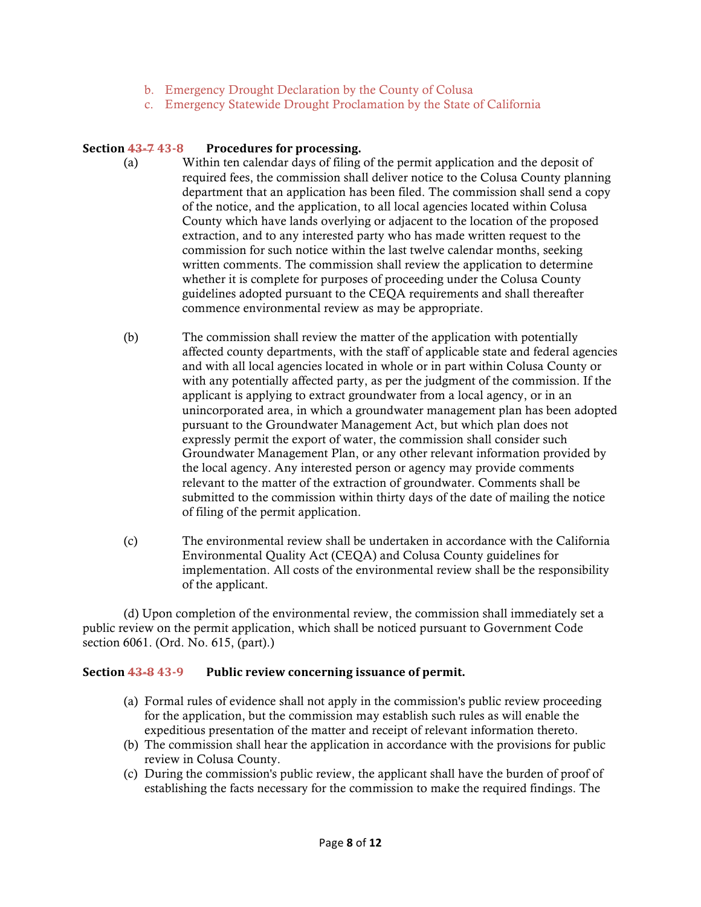b. Emergency Drought Declaration by the County of Colusa
c. Emergency Statewide Drought Proclamation by the State of California

**Section ~~43-7~~ 43-8 Procedures for processing.**

(a) Within ten calendar days of filing of the permit application and the deposit of required fees, the commission shall deliver notice to the Colusa County planning department that an application has been filed. The commission shall send a copy of the notice, and the application, to all local agencies located within Colusa County which have lands overlying or adjacent to the location of the proposed extraction, and to any interested party who has made written request to the commission for such notice within the last twelve calendar months, seeking written comments. The commission shall review the application to determine whether it is complete for purposes of proceeding under the Colusa County guidelines adopted pursuant to the CEQA requirements and shall thereafter commence environmental review as may be appropriate.

(b) The commission shall review the matter of the application with potentially affected county departments, with the staff of applicable state and federal agencies and with all local agencies located in whole or in part within Colusa County or with any potentially affected party, as per the judgment of the commission. If the applicant is applying to extract groundwater from a local agency, or in an unincorporated area, in which a groundwater management plan has been adopted pursuant to the Groundwater Management Act, but which plan does not expressly permit the export of water, the commission shall consider such Groundwater Management Plan, or any other relevant information provided by the local agency. Any interested person or agency may provide comments relevant to the matter of the extraction of groundwater. Comments shall be submitted to the commission within thirty days of the date of mailing the notice of filing of the permit application.

(c) The environmental review shall be undertaken in accordance with the California Environmental Quality Act (CEQA) and Colusa County guidelines for implementation. All costs of the environmental review shall be the responsibility of the applicant.

(d) Upon completion of the environmental review, the commission shall immediately set a public review on the permit application, which shall be noticed pursuant to Government Code section 6061. (Ord. No. 615, (part).)

**Section ~~43-8~~ 43-9 Public review concerning issuance of permit.**

(a) Formal rules of evidence shall not apply in the commission's public review proceeding for the application, but the commission may establish such rules as will enable the expeditious presentation of the matter and receipt of relevant information thereto.
(b) The commission shall hear the application in accordance with the provisions for public review in Colusa County.
(c) During the commission's public review, the applicant shall have the burden of proof of establishing the facts necessary for the commission to make the required findings. The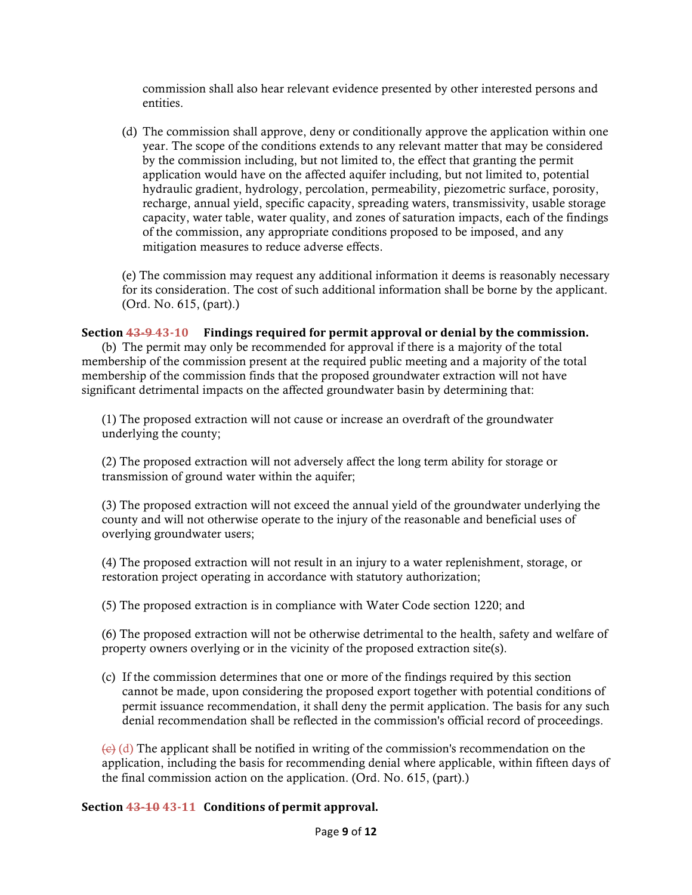commission shall also hear relevant evidence presented by other interested persons and entities.

(d) The commission shall approve, deny or conditionally approve the application within one year. The scope of the conditions extends to any relevant matter that may be considered by the commission including, but not limited to, the effect that granting the permit application would have on the affected aquifer including, but not limited to, potential hydraulic gradient, hydrology, percolation, permeability, piezometric surface, porosity, recharge, annual yield, specific capacity, spreading waters, transmissivity, usable storage capacity, water table, water quality, and zones of saturation impacts, each of the findings of the commission, any appropriate conditions proposed to be imposed, and any mitigation measures to reduce adverse effects.

(e) The commission may request any additional information it deems is reasonably necessary for its consideration. The cost of such additional information shall be borne by the applicant. (Ord. No. 615, (part).)

**Section ~~43-9~~ 43-10 Findings required for permit approval or denial by the commission.**

(b) The permit may only be recommended for approval if there is a majority of the total membership of the commission present at the required public meeting and a majority of the total membership of the commission finds that the proposed groundwater extraction will not have significant detrimental impacts on the affected groundwater basin by determining that:

(1) The proposed extraction will not cause or increase an overdraft of the groundwater underlying the county;

(2) The proposed extraction will not adversely affect the long term ability for storage or transmission of ground water within the aquifer;

(3) The proposed extraction will not exceed the annual yield of the groundwater underlying the county and will not otherwise operate to the injury of the reasonable and beneficial uses of overlying groundwater users;

(4) The proposed extraction will not result in an injury to a water replenishment, storage, or restoration project operating in accordance with statutory authorization;

(5) The proposed extraction is in compliance with Water Code section 1220; and

(6) The proposed extraction will not be otherwise detrimental to the health, safety and welfare of property owners overlying or in the vicinity of the proposed extraction site(s).

(c) If the commission determines that one or more of the findings required by this section cannot be made, upon considering the proposed export together with potential conditions of permit issuance recommendation, it shall deny the permit application. The basis for any such denial recommendation shall be reflected in the commission's official record of proceedings.

~~(c)~~ (d) The applicant shall be notified in writing of the commission's recommendation on the application, including the basis for recommending denial where applicable, within fifteen days of the final commission action on the application. (Ord. No. 615, (part).)

**Section ~~43-10~~ 43-11 Conditions of permit approval.**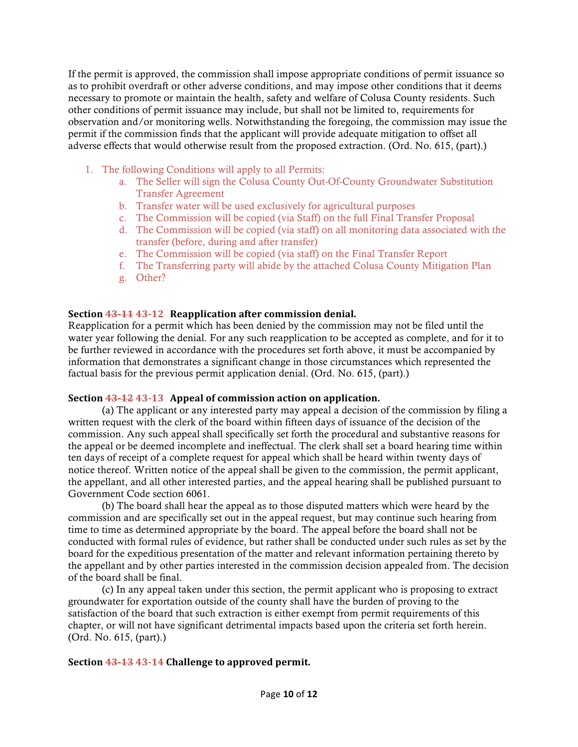If the permit is approved, the commission shall impose appropriate conditions of permit issuance so as to prohibit overdraft or other adverse conditions, and may impose other conditions that it deems necessary to promote or maintain the health, safety and welfare of Colusa County residents. Such other conditions of permit issuance may include, but shall not be limited to, requirements for observation and/or monitoring wells. Notwithstanding the foregoing, the commission may issue the permit if the commission finds that the applicant will provide adequate mitigation to offset all adverse effects that would otherwise result from the proposed extraction. (Ord. No. 615, (part).)

1. The following Conditions will apply to all Permits:
    a. The Seller will sign the Colusa County Out-Of-County Groundwater Substitution Transfer Agreement
    b. Transfer water will be used exclusively for agricultural purposes
    c. The Commission will be copied (via Staff) on the full Final Transfer Proposal
    d. The Commission will be copied (via staff) on all monitoring data associated with the transfer (before, during and after transfer)
    e. The Commission will be copied (via staff) on the Final Transfer Report
    f. The Transferring party will abide by the attached Colusa County Mitigation Plan
    g. Other?

**Section ~~43-11~~ 43-12 Reapplication after commission denial.**
Reapplication for a permit which has been denied by the commission may not be filed until the water year following the denial. For any such reapplication to be accepted as complete, and for it to be further reviewed in accordance with the procedures set forth above, it must be accompanied by information that demonstrates a significant change in those circumstances which represented the factual basis for the previous permit application denial. (Ord. No. 615, (part).)

**Section ~~43-12~~ 43-13 Appeal of commission action on application.**

(a) The applicant or any interested party may appeal a decision of the commission by filing a written request with the clerk of the board within fifteen days of issuance of the decision of the commission. Any such appeal shall specifically set forth the procedural and substantive reasons for the appeal or be deemed incomplete and ineffectual. The clerk shall set a board hearing time within ten days of receipt of a complete request for appeal which shall be heard within twenty days of notice thereof. Written notice of the appeal shall be given to the commission, the permit applicant, the appellant, and all other interested parties, and the appeal hearing shall be published pursuant to Government Code section 6061.

(b) The board shall hear the appeal as to those disputed matters which were heard by the commission and are specifically set out in the appeal request, but may continue such hearing from time to time as determined appropriate by the board. The appeal before the board shall not be conducted with formal rules of evidence, but rather shall be conducted under such rules as set by the board for the expeditious presentation of the matter and relevant information pertaining thereto by the appellant and by other parties interested in the commission decision appealed from. The decision of the board shall be final.

(c) In any appeal taken under this section, the permit applicant who is proposing to extract groundwater for exportation outside of the county shall have the burden of proving to the satisfaction of the board that such extraction is either exempt from permit requirements of this chapter, or will not have significant detrimental impacts based upon the criteria set forth herein. (Ord. No. 615, (part).)

**Section ~~43-13~~ 43-14 Challenge to approved permit.**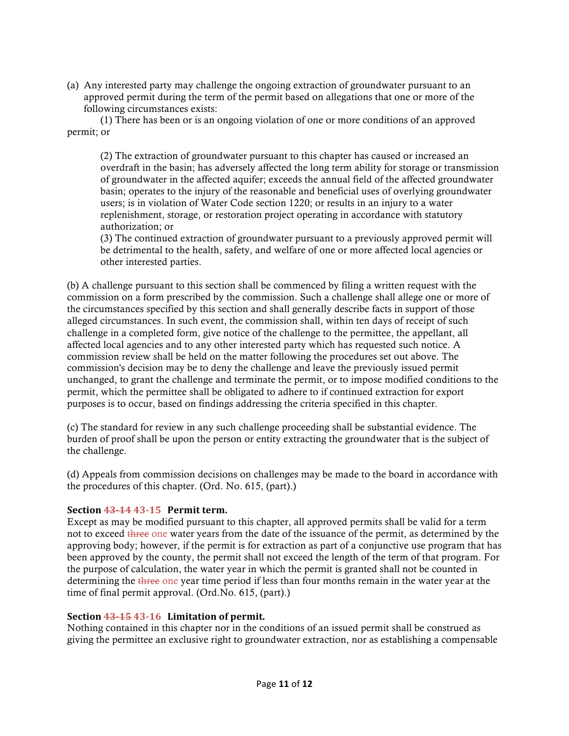(a) Any interested party may challenge the ongoing extraction of groundwater pursuant to an approved permit during the term of the permit based on allegations that one or more of the following circumstances exists:

(1) There has been or is an ongoing violation of one or more conditions of an approved permit; or

(2) The extraction of groundwater pursuant to this chapter has caused or increased an overdraft in the basin; has adversely affected the long term ability for storage or transmission of groundwater in the affected aquifer; exceeds the annual field of the affected groundwater basin; operates to the injury of the reasonable and beneficial uses of overlying groundwater users; is in violation of Water Code section 1220; or results in an injury to a water replenishment, storage, or restoration project operating in accordance with statutory authorization; or

(3) The continued extraction of groundwater pursuant to a previously approved permit will be detrimental to the health, safety, and welfare of one or more affected local agencies or other interested parties.

(b) A challenge pursuant to this section shall be commenced by filing a written request with the commission on a form prescribed by the commission. Such a challenge shall allege one or more of the circumstances specified by this section and shall generally describe facts in support of those alleged circumstances. In such event, the commission shall, within ten days of receipt of such challenge in a completed form, give notice of the challenge to the permittee, the appellant, all affected local agencies and to any other interested party which has requested such notice. A commission review shall be held on the matter following the procedures set out above. The commission's decision may be to deny the challenge and leave the previously issued permit unchanged, to grant the challenge and terminate the permit, or to impose modified conditions to the permit, which the permittee shall be obligated to adhere to if continued extraction for export purposes is to occur, based on findings addressing the criteria specified in this chapter.

(c) The standard for review in any such challenge proceeding shall be substantial evidence. The burden of proof shall be upon the person or entity extracting the groundwater that is the subject of the challenge.

(d) Appeals from commission decisions on challenges may be made to the board in accordance with the procedures of this chapter. (Ord. No. 615, (part).)

**Section ~~43-14~~ 43-15 Permit term.**
Except as may be modified pursuant to this chapter, all approved permits shall be valid for a term not to exceed ~~three~~ one water years from the date of the issuance of the permit, as determined by the approving body; however, if the permit is for extraction as part of a conjunctive use program that has been approved by the county, the permit shall not exceed the length of the term of that program. For the purpose of calculation, the water year in which the permit is granted shall not be counted in determining the ~~three~~ one year time period if less than four months remain in the water year at the time of final permit approval. (Ord.No. 615, (part).)

**Section ~~43-15~~ 43-16 Limitation of permit.**
Nothing contained in this chapter nor in the conditions of an issued permit shall be construed as giving the permittee an exclusive right to groundwater extraction, nor as establishing a compensable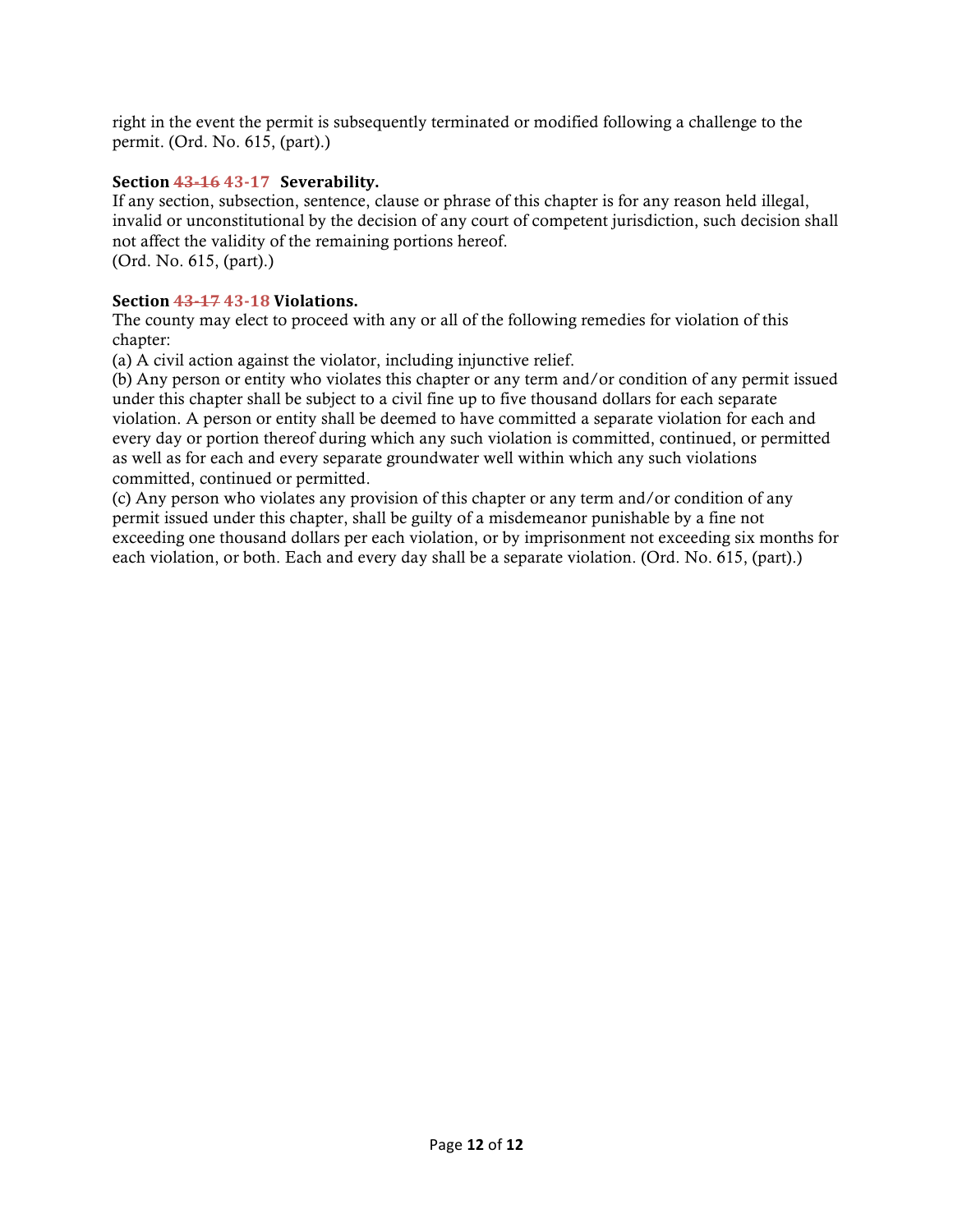right in the event the permit is subsequently terminated or modified following a challenge to the permit. (Ord. No. 615, (part).)

**Section ~~43-16~~ 43-17 Severability.**
If any section, subsection, sentence, clause or phrase of this chapter is for any reason held illegal, invalid or unconstitutional by the decision of any court of competent jurisdiction, such decision shall not affect the validity of the remaining portions hereof.
(Ord. No. 615, (part).)

**Section ~~43-17~~ 43-18 Violations.**
The county may elect to proceed with any or all of the following remedies for violation of this chapter:
(a) A civil action against the violator, including injunctive relief.
(b) Any person or entity who violates this chapter or any term and/or condition of any permit issued under this chapter shall be subject to a civil fine up to five thousand dollars for each separate violation. A person or entity shall be deemed to have committed a separate violation for each and every day or portion thereof during which any such violation is committed, continued, or permitted as well as for each and every separate groundwater well within which any such violations committed, continued or permitted.
(c) Any person who violates any provision of this chapter or any term and/or condition of any permit issued under this chapter, shall be guilty of a misdemeanor punishable by a fine not exceeding one thousand dollars per each violation, or by imprisonment not exceeding six months for each violation, or both. Each and every day shall be a separate violation. (Ord. No. 615, (part).)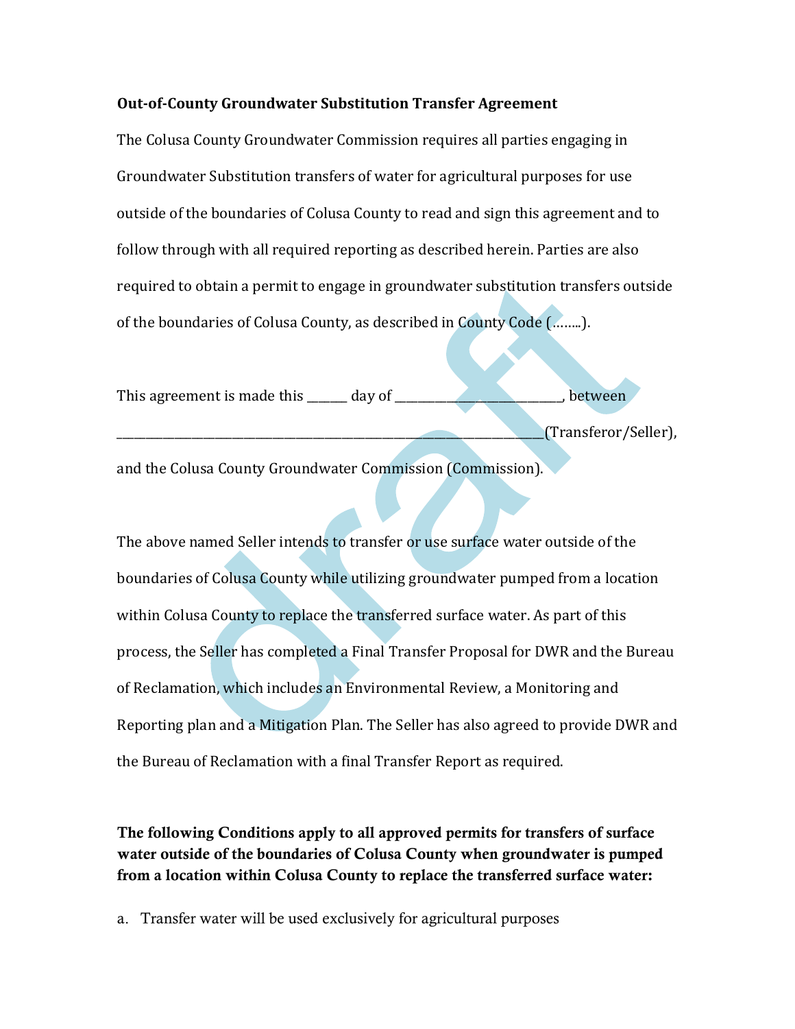**Out-of-County Groundwater Substitution Transfer Agreement**

The Colusa County Groundwater Commission requires all parties engaging in Groundwater Substitution transfers of water for agricultural purposes for use outside of the boundaries of Colusa County to read and sign this agreement and to follow through with all required reporting as described herein. Parties are also required to obtain a permit to engage in groundwater substitution transfers outside of the boundaries of Colusa County, as described in County Code (……..).

This agreement is made this ______ day of ___________________________, between _____________________________________________________________________(Transferor/Seller), and the Colusa County Groundwater Commission (Commission).

The above named Seller intends to transfer or use surface water outside of the boundaries of Colusa County while utilizing groundwater pumped from a location within Colusa County to replace the transferred surface water. As part of this process, the Seller has completed a Final Transfer Proposal for DWR and the Bureau of Reclamation, which includes an Environmental Review, a Monitoring and Reporting plan and a Mitigation Plan. The Seller has also agreed to provide DWR and the Bureau of Reclamation with a final Transfer Report as required.

**The following Conditions apply to all approved permits for transfers of surface water outside of the boundaries of Colusa County when groundwater is pumped from a location within Colusa County to replace the transferred surface water:**

a. Transfer water will be used exclusively for agricultural purposes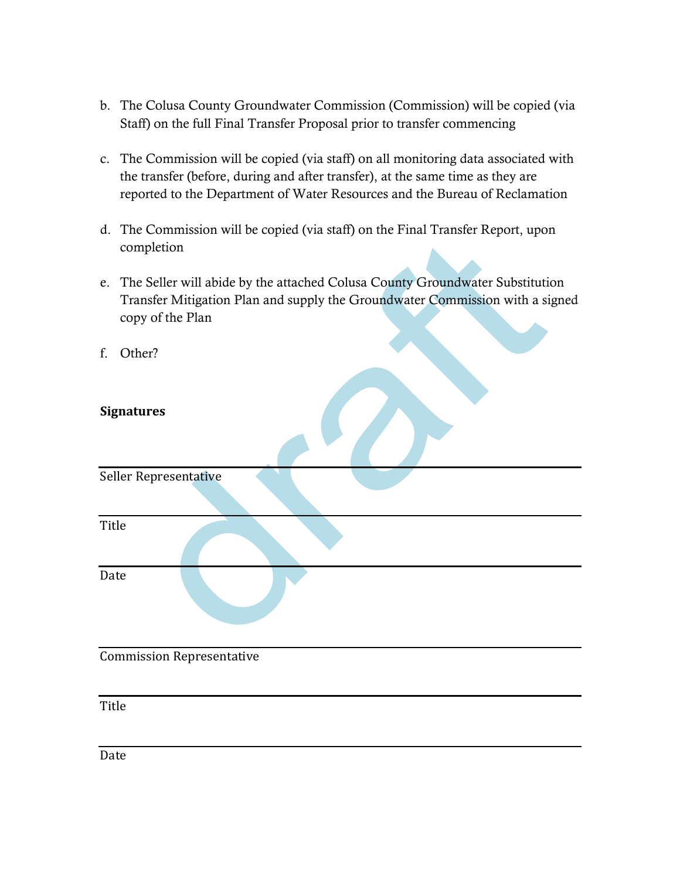b. The Colusa County Groundwater Commission (Commission) will be copied (via Staff) on the full Final Transfer Proposal prior to transfer commencing

c. The Commission will be copied (via staff) on all monitoring data associated with the transfer (before, during and after transfer), at the same time as they are reported to the Department of Water Resources and the Bureau of Reclamation

d. The Commission will be copied (via staff) on the Final Transfer Report, upon completion

e. The Seller will abide by the attached Colusa County Groundwater Substitution Transfer Mitigation Plan and supply the Groundwater Commission with a signed copy of the Plan

f. Other?

**Signatures**

___________________________________________
Seller Representative

___________________________________________
Title

___________________________________________
Date

___________________________________________
Commission Representative

___________________________________________
Title

___________________________________________
Date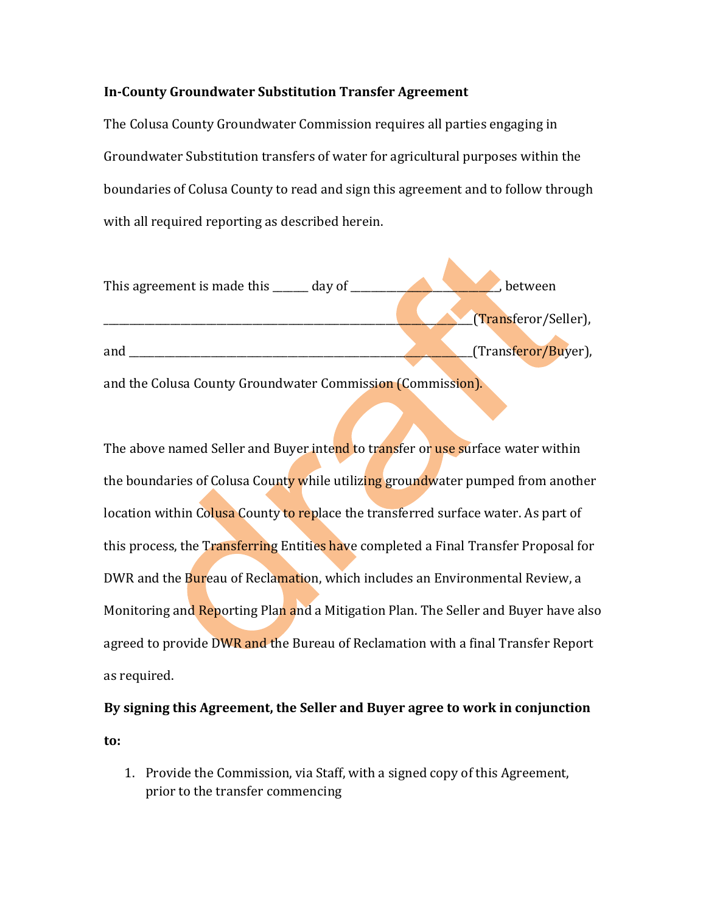**In-County Groundwater Substitution Transfer Agreement**

The Colusa County Groundwater Commission requires all parties engaging in Groundwater Substitution transfers of water for agricultural purposes within the boundaries of Colusa County to read and sign this agreement and to follow through with all required reporting as described herein.

This agreement is made this ______ day of __________________________, between _________________________________________________________________(Transferor/Seller), and ______________________________________________________________(Transferor/Buyer), and the Colusa County Groundwater Commission (Commission).

The above named Seller and Buyer intend to transfer or use surface water within the boundaries of Colusa County while utilizing groundwater pumped from another location within Colusa County to replace the transferred surface water. As part of this process, the Transferring Entities have completed a Final Transfer Proposal for DWR and the Bureau of Reclamation, which includes an Environmental Review, a Monitoring and Reporting Plan and a Mitigation Plan. The Seller and Buyer have also agreed to provide DWR and the Bureau of Reclamation with a final Transfer Report as required.

**By signing this Agreement, the Seller and Buyer agree to work in conjunction to:**

1. Provide the Commission, via Staff, with a signed copy of this Agreement, prior to the transfer commencing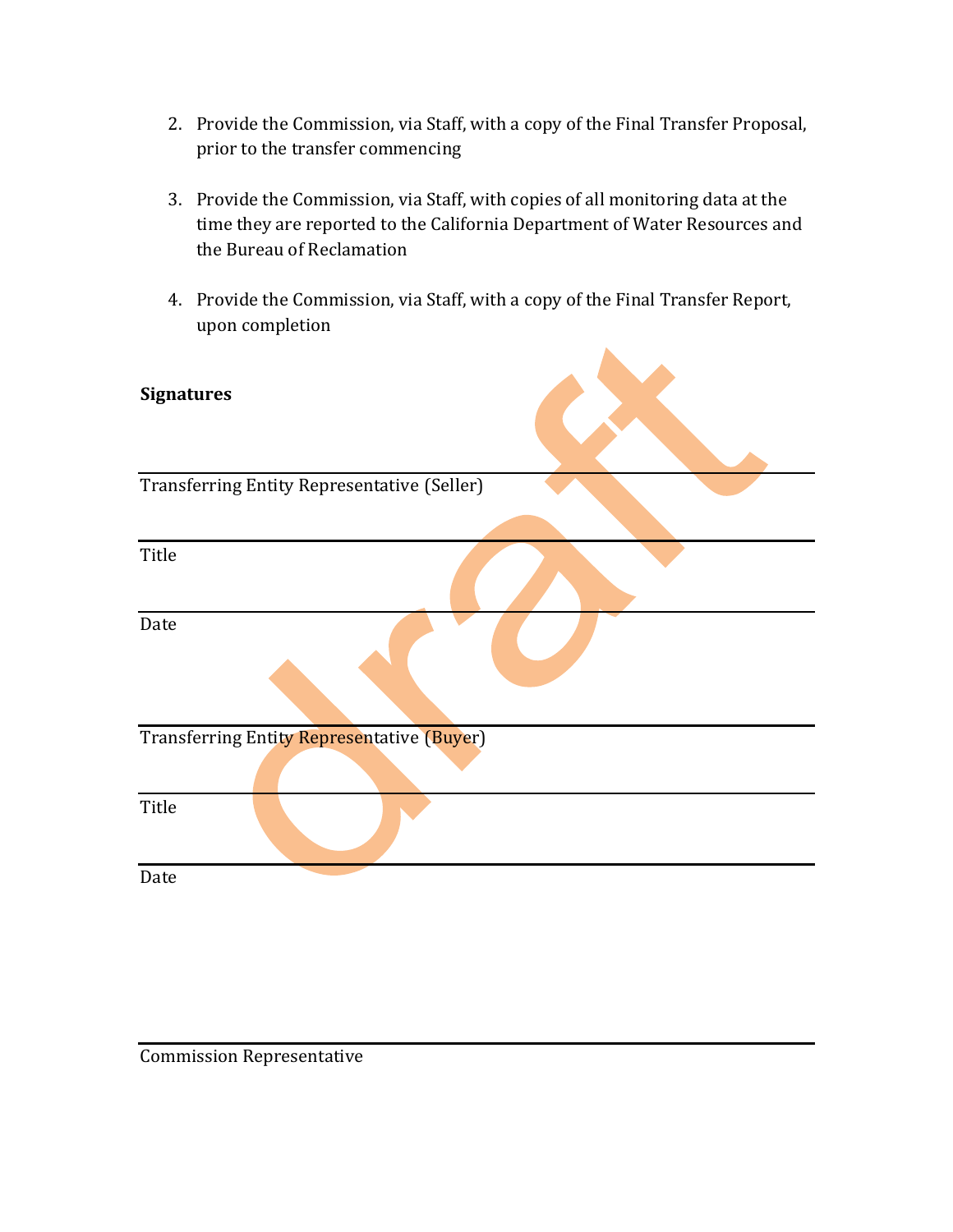2. Provide the Commission, via Staff, with a copy of the Final Transfer Proposal, prior to the transfer commencing

3. Provide the Commission, via Staff, with copies of all monitoring data at the time they are reported to the California Department of Water Resources and the Bureau of Reclamation

4. Provide the Commission, via Staff, with a copy of the Final Transfer Report, upon completion

**Signatures**

\_\_\_\_\_\_\_\_\_\_\_\_\_\_\_\_\_\_\_\_\_\_\_\_\_\_\_\_\_\_\_\_\_\_\_\_\_\_\_\_
Transferring Entity Representative (Seller)

\_\_\_\_\_\_\_\_\_\_\_\_\_\_\_\_\_\_\_\_\_\_\_\_\_\_\_\_\_\_\_\_\_\_\_\_\_\_\_\_
Title

\_\_\_\_\_\_\_\_\_\_\_\_\_\_\_\_\_\_\_\_\_\_\_\_\_\_\_\_\_\_\_\_\_\_\_\_\_\_\_\_
Date

\_\_\_\_\_\_\_\_\_\_\_\_\_\_\_\_\_\_\_\_\_\_\_\_\_\_\_\_\_\_\_\_\_\_\_\_\_\_\_\_
Transferring Entity Representative (Buyer)

\_\_\_\_\_\_\_\_\_\_\_\_\_\_\_\_\_\_\_\_\_\_\_\_\_\_\_\_\_\_\_\_\_\_\_\_\_\_\_\_
Title

\_\_\_\_\_\_\_\_\_\_\_\_\_\_\_\_\_\_\_\_\_\_\_\_\_\_\_\_\_\_\_\_\_\_\_\_\_\_\_\_
Date

\_\_\_\_\_\_\_\_\_\_\_\_\_\_\_\_\_\_\_\_\_\_\_\_\_\_\_\_\_\_\_\_\_\_\_\_\_\_\_\_
Commission Representative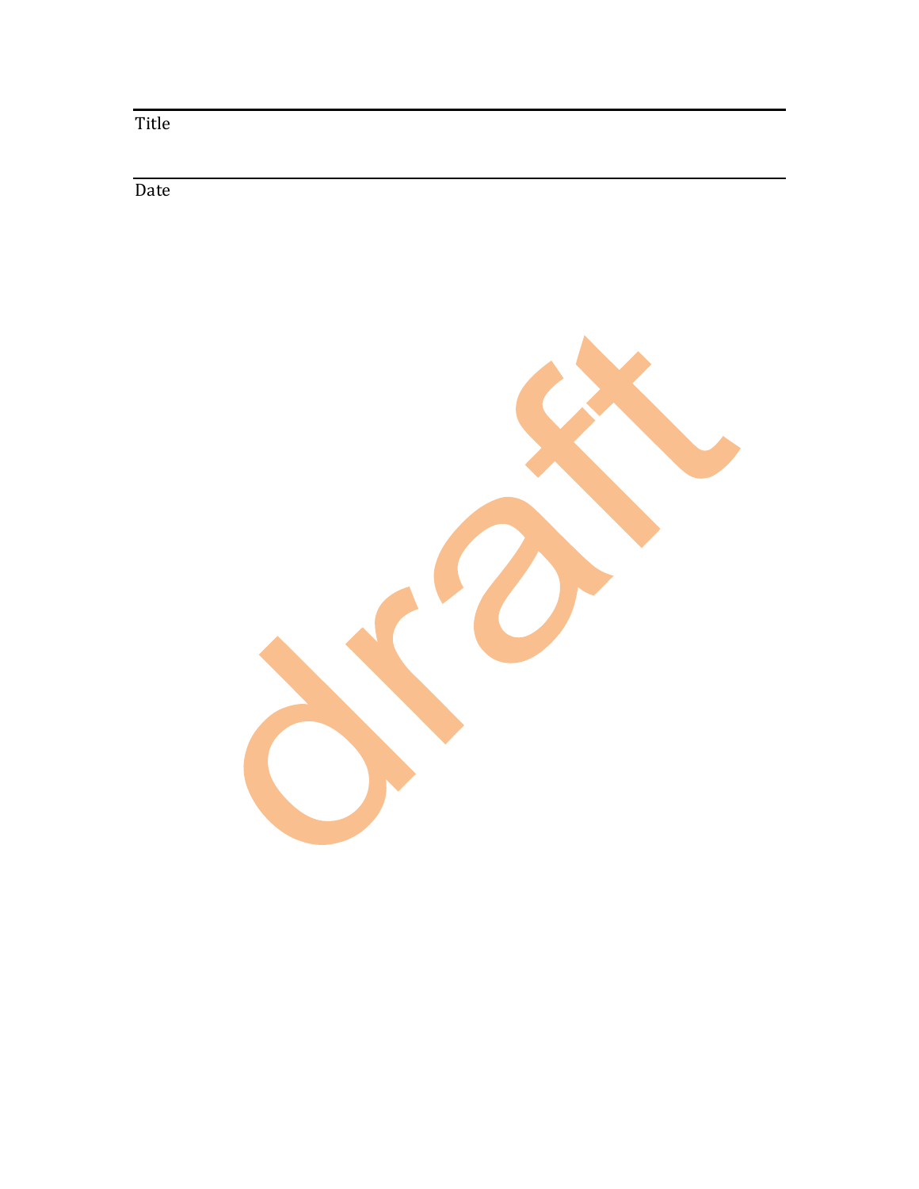Title

Date

draft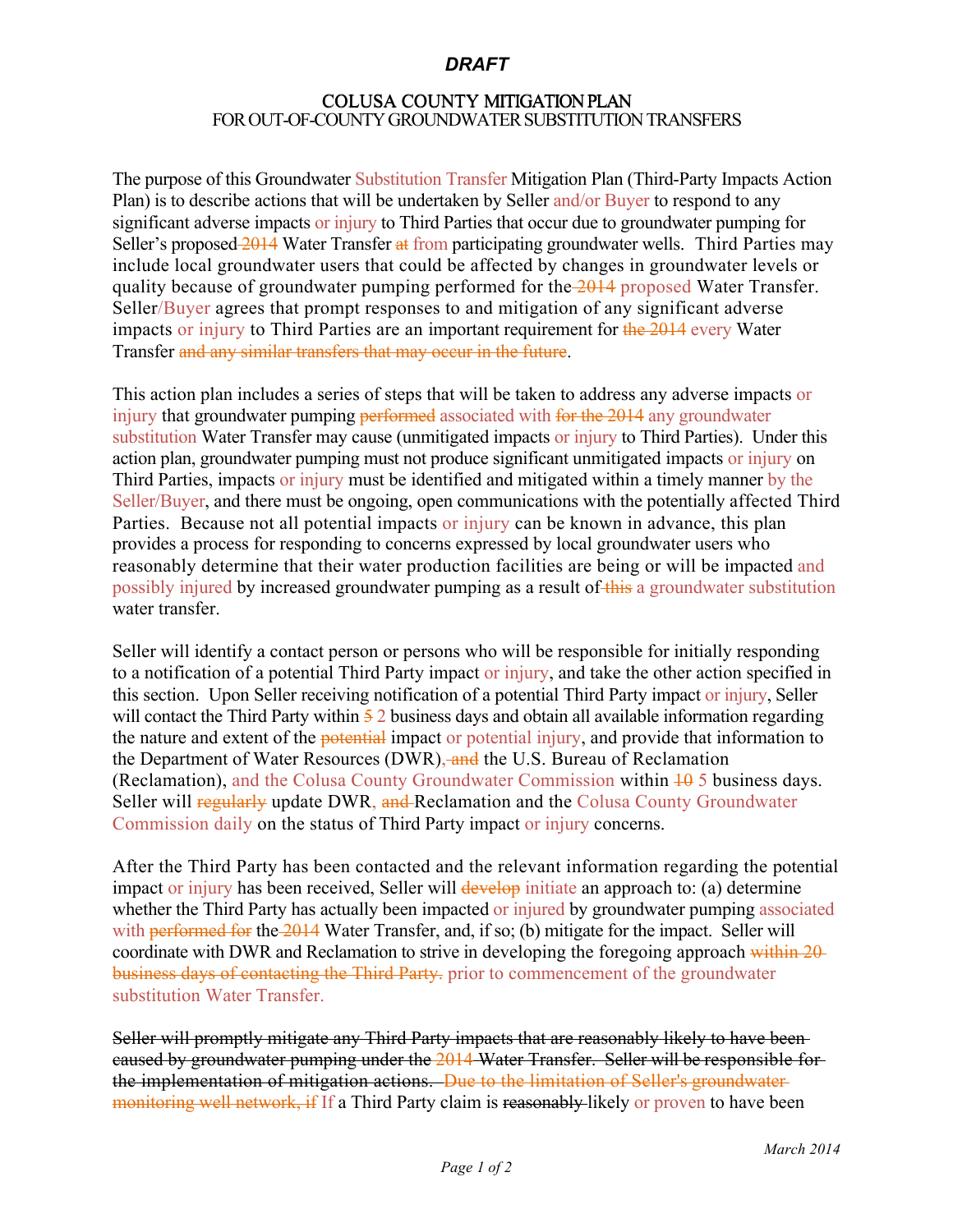***DRAFT***

# COLUSA COUNTY MITIGATION PLAN
## FOR OUT-OF-COUNTY GROUNDWATER SUBSTITUTION TRANSFERS

The purpose of this Groundwater Substitution Transfer Mitigation Plan (Third-Party Impacts Action Plan) is to describe actions that will be undertaken by Seller and/or Buyer to respond to any significant adverse impacts or injury to Third Parties that occur due to groundwater pumping for Seller's proposed ~~2014~~ Water Transfer ~~at~~ from participating groundwater wells. Third Parties may include local groundwater users that could be affected by changes in groundwater levels or quality because of groundwater pumping performed for the ~~2014~~ proposed Water Transfer. Seller/Buyer agrees that prompt responses to and mitigation of any significant adverse impacts or injury to Third Parties are an important requirement for ~~the 2014~~ every Water Transfer ~~and any similar transfers that may occur in the future~~.

This action plan includes a series of steps that will be taken to address any adverse impacts or injury that groundwater pumping ~~performed~~ associated with ~~for the 2014~~ any groundwater substitution Water Transfer may cause (unmitigated impacts or injury to Third Parties). Under this action plan, groundwater pumping must not produce significant unmitigated impacts or injury on Third Parties, impacts or injury must be identified and mitigated within a timely manner by the Seller/Buyer, and there must be ongoing, open communications with the potentially affected Third Parties. Because not all potential impacts or injury can be known in advance, this plan provides a process for responding to concerns expressed by local groundwater users who reasonably determine that their water production facilities are being or will be impacted and possibly injured by increased groundwater pumping as a result of ~~this~~ a groundwater substitution water transfer.

Seller will identify a contact person or persons who will be responsible for initially responding to a notification of a potential Third Party impact or injury, and take the other action specified in this section. Upon Seller receiving notification of a potential Third Party impact or injury, Seller will contact the Third Party within ~~5~~ 2 business days and obtain all available information regarding the nature and extent of the ~~potential~~ impact or potential injury, and provide that information to the Department of Water Resources (DWR)~~, and~~ the U.S. Bureau of Reclamation (Reclamation), and the Colusa County Groundwater Commission within ~~10~~ 5 business days. Seller will ~~regularly~~ update DWR, ~~and~~ Reclamation and the Colusa County Groundwater Commission daily on the status of Third Party impact or injury concerns.

After the Third Party has been contacted and the relevant information regarding the potential impact or injury has been received, Seller will ~~develop~~ initiate an approach to: (a) determine whether the Third Party has actually been impacted or injured by groundwater pumping associated with ~~performed for~~ the ~~2014~~ Water Transfer, and, if so; (b) mitigate for the impact. Seller will coordinate with DWR and Reclamation to strive in developing the foregoing approach ~~within 20 business days of contacting the Third Party.~~ prior to commencement of the groundwater substitution Water Transfer.

~~Seller will promptly mitigate any Third Party impacts that are reasonably likely to have been caused by groundwater pumping under the 2014 Water Transfer. Seller will be responsible for the implementation of mitigation actions.~~ ~~Due to the limitation of Seller's groundwater monitoring well network, if~~ If a Third Party claim is ~~reasonably~~ likely or proven to have been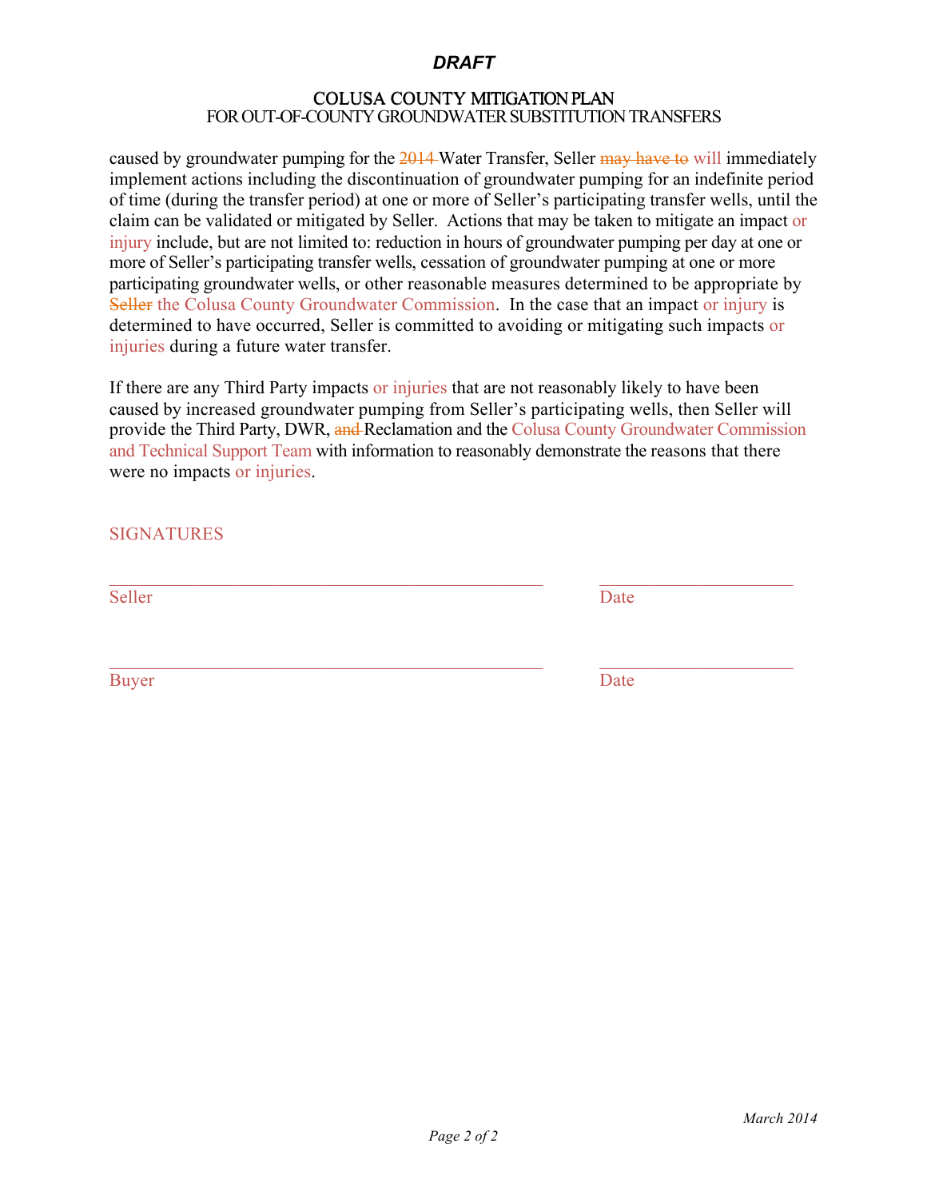caused by groundwater pumping for the ~~2014~~ Water Transfer, Seller ~~may have to~~ will immediately implement actions including the discontinuation of groundwater pumping for an indefinite period of time (during the transfer period) at one or more of Seller's participating transfer wells, until the claim can be validated or mitigated by Seller. Actions that may be taken to mitigate an impact or injury include, but are not limited to: reduction in hours of groundwater pumping per day at one or more of Seller's participating transfer wells, cessation of groundwater pumping at one or more participating groundwater wells, or other reasonable measures determined to be appropriate by ~~Seller~~ the Colusa County Groundwater Commission. In the case that an impact or injury is determined to have occurred, Seller is committed to avoiding or mitigating such impacts or injuries during a future water transfer.

If there are any Third Party impacts or injuries that are not reasonably likely to have been caused by increased groundwater pumping from Seller's participating wells, then Seller will provide the Third Party, DWR, ~~and~~ Reclamation and the Colusa County Groundwater Commission and Technical Support Team with information to reasonably demonstrate the reasons that there were no impacts or injuries.

SIGNATURES

\_\_\_\_\_\_\_\_\_\_\_\_\_\_\_\_\_\_\_\_\_\_\_\_\_\_\_\_\_\_\_\_\_\_\_\_\_\_\_\_\_\_\_\_ \_\_\_\_\_\_\_\_\_\_\_\_\_\_\_\_\_\_\_\_

Seller Date

\_\_\_\_\_\_\_\_\_\_\_\_\_\_\_\_\_\_\_\_\_\_\_\_\_\_\_\_\_\_\_\_\_\_\_\_\_\_\_\_\_\_\_\_ \_\_\_\_\_\_\_\_\_\_\_\_\_\_\_\_\_\_\_\_

Buyer Date